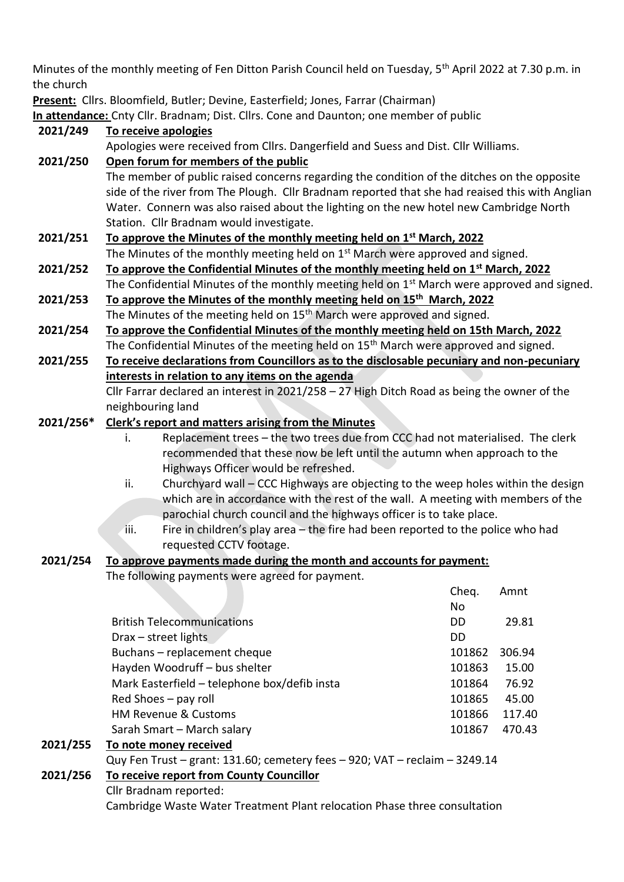Minutes of the monthly meeting of Fen Ditton Parish Council held on Tuesday, 5th April 2022 at 7.30 p.m. in the church

**Present:** Cllrs. Bloomfield, Butler; Devine, Easterfield; Jones, Farrar (Chairman)

**In attendance:** Cnty Cllr. Bradnam; Dist. Cllrs. Cone and Daunton; one member of public

**2021/249 To receive apologies**

Apologies were received from Cllrs. Dangerfield and Suess and Dist. Cllr Williams.

**2021/250 Open forum for members of the public**

The member of public raised concerns regarding the condition of the ditches on the opposite side of the river from The Plough. Cllr Bradnam reported that she had reaised this with Anglian Water. Connern was also raised about the lighting on the new hotel new Cambridge North Station. Cllr Bradnam would investigate.

**2021/251 To approve the Minutes of the monthly meeting held on 1st March, 2022**

The Minutes of the monthly meeting held on 1st March were approved and signed.

**2021/252 To approve the Confidential Minutes of the monthly meeting held on 1st March, 2022**

The Confidential Minutes of the monthly meeting held on 1st March were approved and signed.

**2021/253 To approve the Minutes of the monthly meeting held on 15th March, 2022**

The Minutes of the meeting held on 15th March were approved and signed.

**2021/254 To approve the Confidential Minutes of the monthly meeting held on 15th March, 2022**

The Confidential Minutes of the meeting held on 15th March were approved and signed.

**2021/255 To receive declarations from Councillors as to the disclosable pecuniary and non-pecuniary interests in relation to any items on the agenda**

Cllr Farrar declared an interest in 2021/258 – 27 High Ditch Road as being the owner of the neighbouring land

**2021/256* Clerk's report and matters arising from the Minutes**

i. Replacement trees – the two trees due from CCC had not materialised. The clerk recommended that these now be left until the autumn when approach to the Highways Officer would be refreshed.

ii. Churchyard wall – CCC Highways are objecting to the weep holes within the design which are in accordance with the rest of the wall. A meeting with members of the parochial church council and the highways officer is to take place.

iii. Fire in children's play area – the fire had been reported to the police who had requested CCTV footage.

**2021/254 To approve payments made during the month and accounts for payment:**

The following payments were agreed for payment.

| | Cheq. No | Amnt |
|---|---|---|
| British Telecommunications | DD | 29.81 |
| Drax – street lights | DD | |
| Buchans – replacement cheque | 101862 | 306.94 |
| Hayden Woodruff – bus shelter | 101863 | 15.00 |
| Mark Easterfield – telephone box/defib insta | 101864 | 76.92 |
| Red Shoes – pay roll | 101865 | 45.00 |
| HM Revenue & Customs | 101866 | 117.40 |
| Sarah Smart – March salary | 101867 | 470.43 |

**2021/255 To note money received**

Quy Fen Trust – grant: 131.60; cemetery fees – 920; VAT – reclaim – 3249.14

**2021/256 To receive report from County Councillor**

Cllr Bradnam reported:

Cambridge Waste Water Treatment Plant relocation Phase three consultation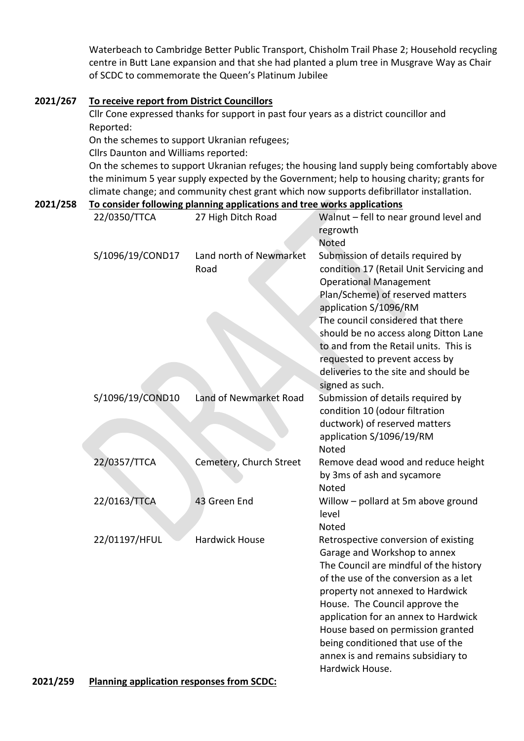Waterbeach to Cambridge Better Public Transport, Chisholm Trail Phase 2; Household recycling centre in Butt Lane expansion and that she had planted a plum tree in Musgrave Way as Chair of SCDC to commemorate the Queen's Platinum Jubilee

**2021/267** **To receive report from District Councillors**

Cllr Cone expressed thanks for support in past four years as a district councillor and Reported:

On the schemes to support Ukranian refugees;

Cllrs Daunton and Williams reported:

On the schemes to support Ukranian refuges; the housing land supply being comfortably above the minimum 5 year supply expected by the Government; help to housing charity; grants for climate change; and community chest grant which now supports defibrillator installation.

**2021/258** **To consider following planning applications and tree works applications**

| | | |
|---|---|---|
| 22/0350/TTCA | 27 High Ditch Road | Walnut – fell to near ground level and regrowth<br>Noted |
| S/1096/19/COND17 | Land north of Newmarket Road | Submission of details required by condition 17 (Retail Unit Servicing and Operational Management Plan/Scheme) of reserved matters application S/1096/RM<br>The council considered that there should be no access along Ditton Lane to and from the Retail units. This is requested to prevent access by deliveries to the site and should be signed as such. |
| S/1096/19/COND10 | Land of Newmarket Road | Submission of details required by condition 10 (odour filtration ductwork) of reserved matters application S/1096/19/RM<br>Noted |
| 22/0357/TTCA | Cemetery, Church Street | Remove dead wood and reduce height by 3ms of ash and sycamore<br>Noted |
| 22/0163/TTCA | 43 Green End | Willow – pollard at 5m above ground level<br>Noted |
| 22/01197/HFUL | Hardwick House | Retrospective conversion of existing Garage and Workshop to annex<br>The Council are mindful of the history of the use of the conversion as a let property not annexed to Hardwick House. The Council approve the application for an annex to Hardwick House based on permission granted being conditioned that use of the annex is and remains subsidiary to Hardwick House. |

**2021/259** **Planning application responses from SCDC:**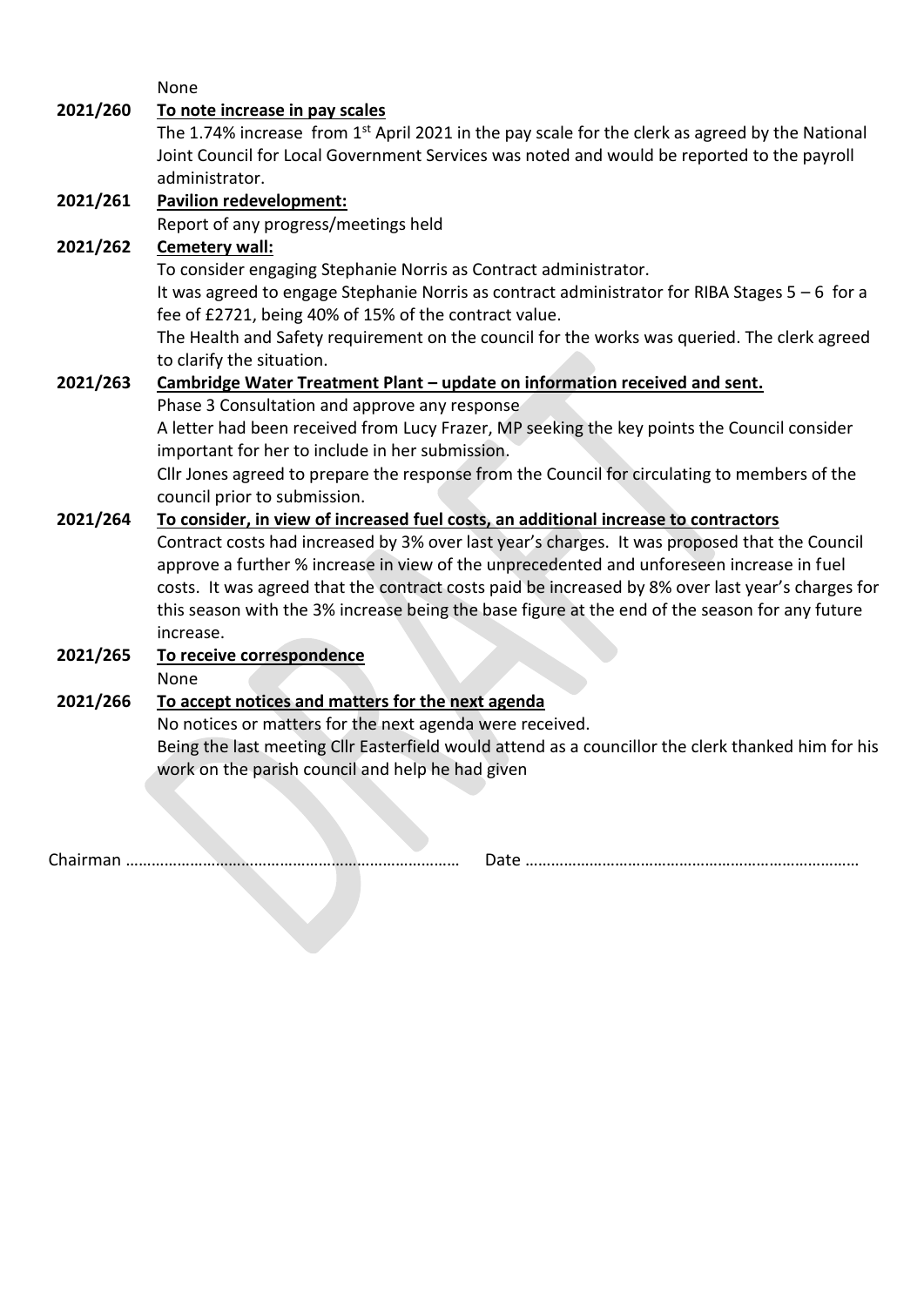None

**2021/260** **To note increase in pay scales**

The 1.74% increase from 1st April 2021 in the pay scale for the clerk as agreed by the National Joint Council for Local Government Services was noted and would be reported to the payroll administrator.

**2021/261** **Pavilion redevelopment:**

Report of any progress/meetings held

**2021/262** **Cemetery wall:**

To consider engaging Stephanie Norris as Contract administrator.

It was agreed to engage Stephanie Norris as contract administrator for RIBA Stages 5 – 6 for a fee of £2721, being 40% of 15% of the contract value.

The Health and Safety requirement on the council for the works was queried. The clerk agreed to clarify the situation.

**2021/263** **Cambridge Water Treatment Plant – update on information received and sent.**

Phase 3 Consultation and approve any response

A letter had been received from Lucy Frazer, MP seeking the key points the Council consider important for her to include in her submission.

Cllr Jones agreed to prepare the response from the Council for circulating to members of the council prior to submission.

**2021/264** **To consider, in view of increased fuel costs, an additional increase to contractors**

Contract costs had increased by 3% over last year's charges. It was proposed that the Council approve a further % increase in view of the unprecedented and unforeseen increase in fuel costs. It was agreed that the contract costs paid be increased by 8% over last year's charges for this season with the 3% increase being the base figure at the end of the season for any future increase.

**2021/265** **To receive correspondence**

None

**2021/266** **To accept notices and matters for the next agenda**

No notices or matters for the next agenda were received.

Being the last meeting Cllr Easterfield would attend as a councillor the clerk thanked him for his work on the parish council and help he had given

Chairman …………………………………………………………………… Date ……………………………………………………………………